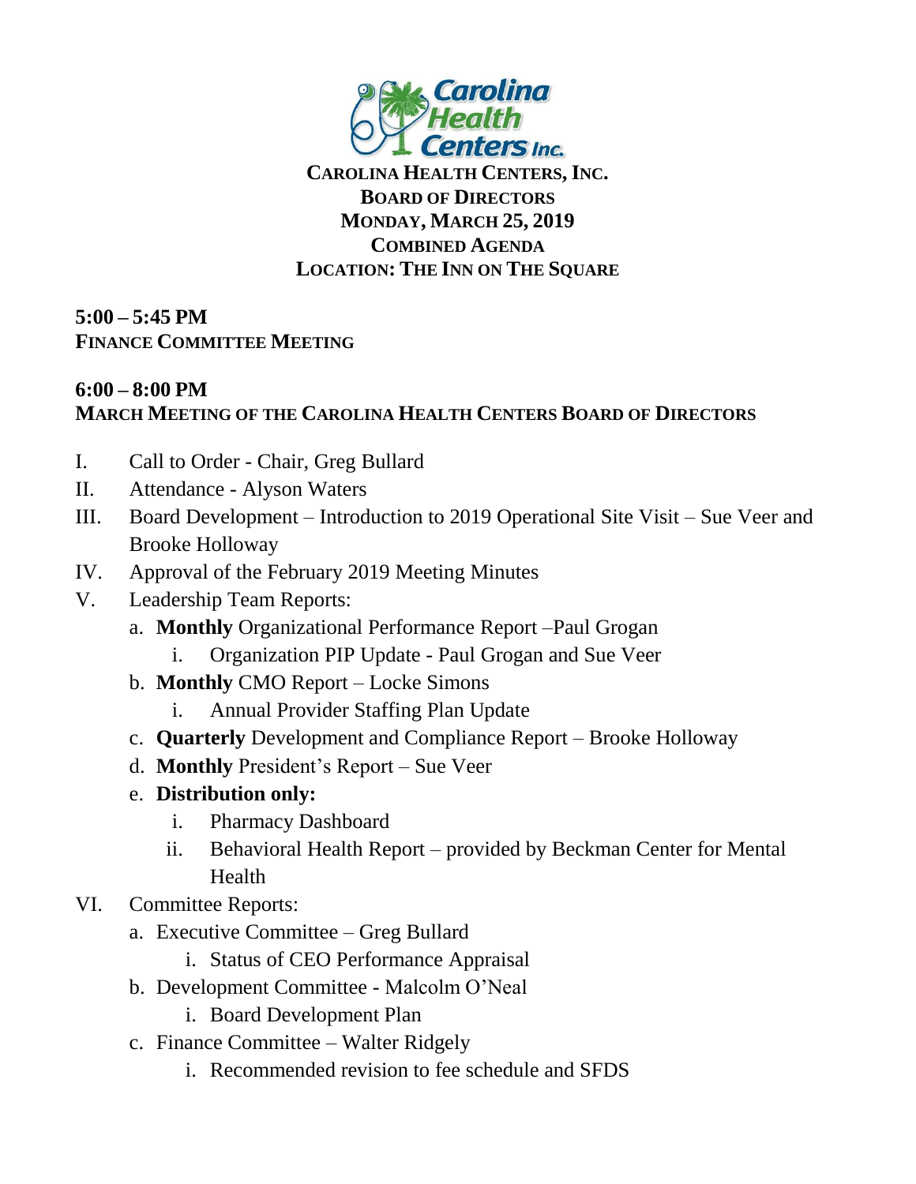**CAROLINA HEALTH CENTERS, INC.**
**BOARD OF DIRECTORS**
**MONDAY, MARCH 25, 2019**
**COMBINED AGENDA**
**LOCATION: THE INN ON THE SQUARE**

**5:00 – 5:45 PM**
**FINANCE COMMITTEE MEETING**

**6:00 – 8:00 PM**
**MARCH MEETING OF THE CAROLINA HEALTH CENTERS BOARD OF DIRECTORS**

I. Call to Order - Chair, Greg Bullard
II. Attendance - Alyson Waters
III. Board Development – Introduction to 2019 Operational Site Visit – Sue Veer and Brooke Holloway
IV. Approval of the February 2019 Meeting Minutes
V. Leadership Team Reports:
   a. **Monthly** Organizational Performance Report –Paul Grogan
      i. Organization PIP Update - Paul Grogan and Sue Veer
   b. **Monthly** CMO Report – Locke Simons
      i. Annual Provider Staffing Plan Update
   c. **Quarterly** Development and Compliance Report – Brooke Holloway
   d. **Monthly** President's Report – Sue Veer
   e. **Distribution only:**
      i. Pharmacy Dashboard
      ii. Behavioral Health Report – provided by Beckman Center for Mental Health
VI. Committee Reports:
   a. Executive Committee – Greg Bullard
      i. Status of CEO Performance Appraisal
   b. Development Committee - Malcolm O'Neal
      i. Board Development Plan
   c. Finance Committee – Walter Ridgely
      i. Recommended revision to fee schedule and SFDS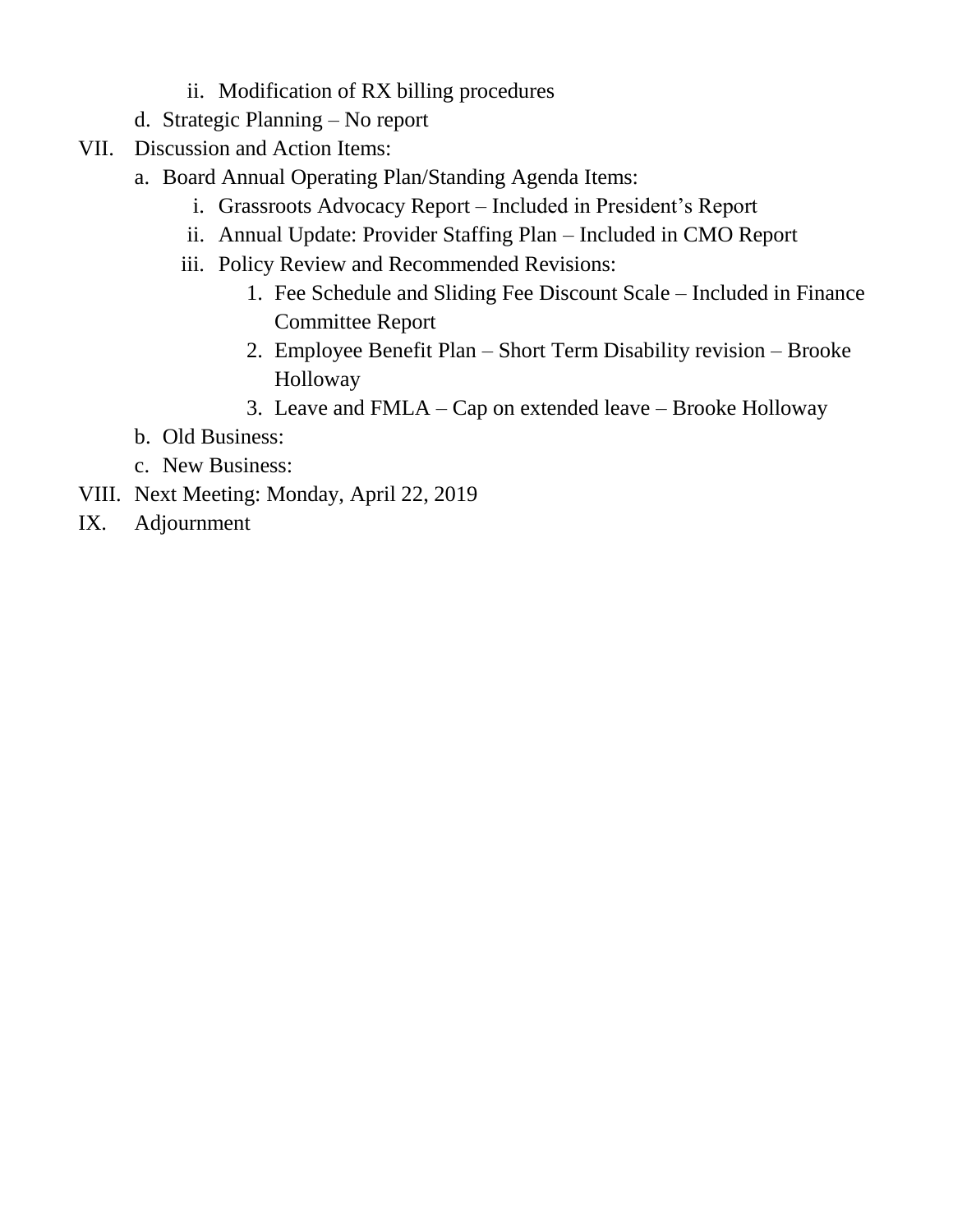ii. Modification of RX billing procedures

   d. Strategic Planning – No report

VII. Discussion and Action Items:

   a. Board Annual Operating Plan/Standing Agenda Items:

      i. Grassroots Advocacy Report – Included in President's Report

      ii. Annual Update: Provider Staffing Plan – Included in CMO Report

      iii. Policy Review and Recommended Revisions:

         1. Fee Schedule and Sliding Fee Discount Scale – Included in Finance Committee Report
         2. Employee Benefit Plan – Short Term Disability revision – Brooke Holloway
         3. Leave and FMLA – Cap on extended leave – Brooke Holloway

   b. Old Business:

   c. New Business:

VIII. Next Meeting: Monday, April 22, 2019

IX. Adjournment